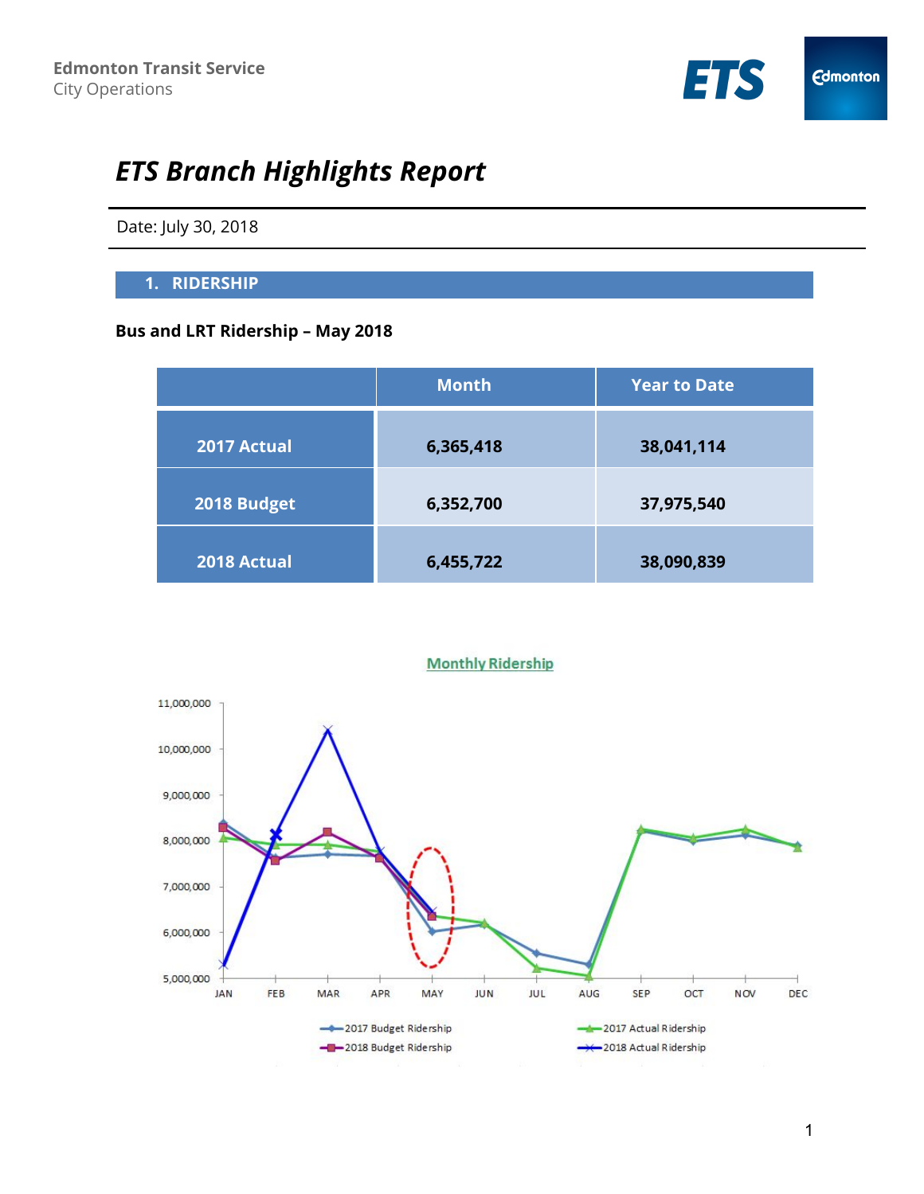Edmonton Transit Service
City Operations

# ETS Branch Highlights Report

Date: July 30, 2018

## 1. RIDERSHIP

**Bus and LRT Ridership – May 2018**

| | Month | Year to Date |
|---|---|---|
| 2017 Actual | 6,365,418 | 38,041,114 |
| 2018 Budget | 6,352,700 | 37,975,540 |
| 2018 Actual | 6,455,722 | 38,090,839 |

Monthly Ridership

11,000,000
10,000,000
9,000,000
8,000,000
7,000,000
6,000,000
5,000,000

JAN FEB MAR APR MAY JUN JUL AUG SEP OCT NOV DEC

2017 Budget Ridership
2017 Actual Ridership
2018 Budget Ridership
2018 Actual Ridership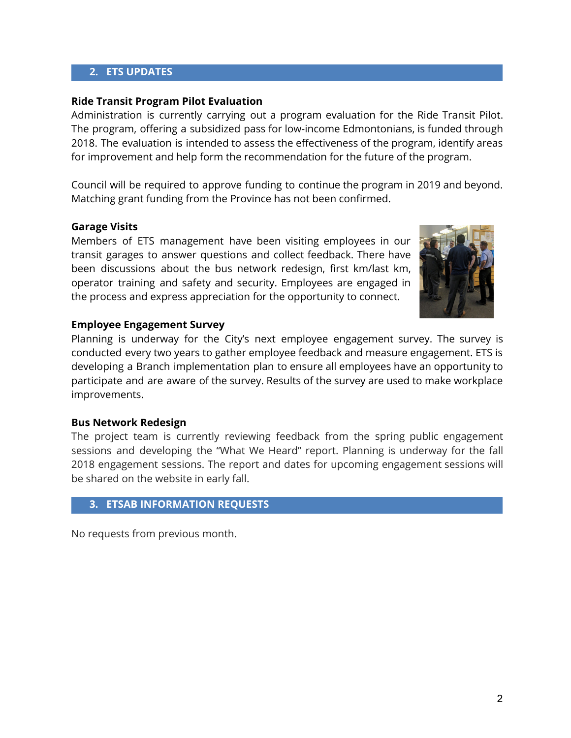## 2. ETS UPDATES

### Ride Transit Program Pilot Evaluation

Administration is currently carrying out a program evaluation for the Ride Transit Pilot. The program, offering a subsidized pass for low-income Edmontonians, is funded through 2018. The evaluation is intended to assess the effectiveness of the program, identify areas for improvement and help form the recommendation for the future of the program.

Council will be required to approve funding to continue the program in 2019 and beyond. Matching grant funding from the Province has not been confirmed.

### Garage Visits

Members of ETS management have been visiting employees in our transit garages to answer questions and collect feedback. There have been discussions about the bus network redesign, first km/last km, operator training and safety and security. Employees are engaged in the process and express appreciation for the opportunity to connect.

### Employee Engagement Survey

Planning is underway for the City's next employee engagement survey. The survey is conducted every two years to gather employee feedback and measure engagement. ETS is developing a Branch implementation plan to ensure all employees have an opportunity to participate and are aware of the survey. Results of the survey are used to make workplace improvements.

### Bus Network Redesign

The project team is currently reviewing feedback from the spring public engagement sessions and developing the "What We Heard" report. Planning is underway for the fall 2018 engagement sessions. The report and dates for upcoming engagement sessions will be shared on the website in early fall.

## 3. ETSAB INFORMATION REQUESTS

No requests from previous month.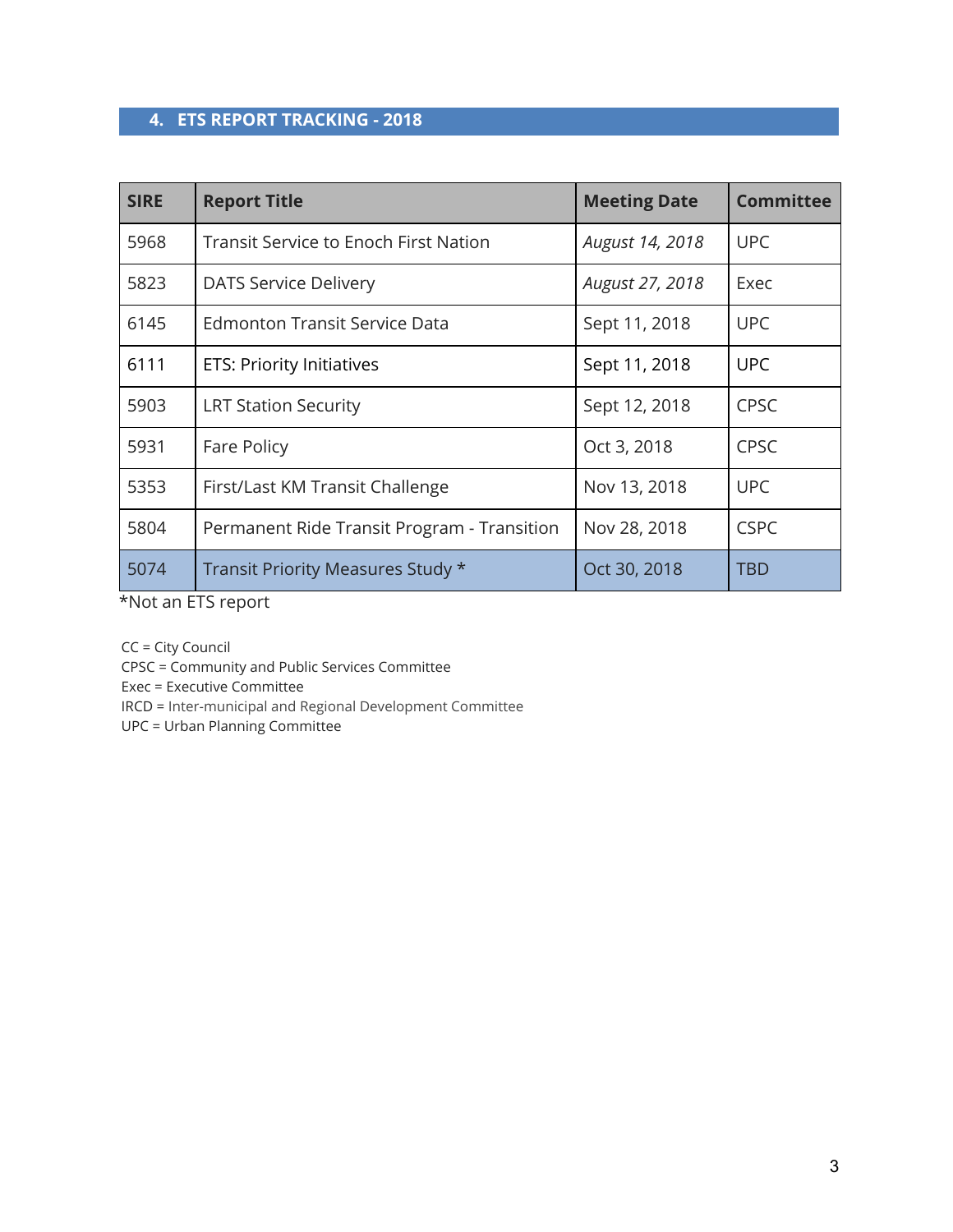## 4. ETS REPORT TRACKING - 2018

| SIRE | Report Title | Meeting Date | Committee |
|---|---|---|---|
| 5968 | Transit Service to Enoch First Nation | *August 14, 2018* | UPC |
| 5823 | DATS Service Delivery | *August 27, 2018* | Exec |
| 6145 | Edmonton Transit Service Data | Sept 11, 2018 | UPC |
| 6111 | ETS: Priority Initiatives | Sept 11, 2018 | UPC |
| 5903 | LRT Station Security | Sept 12, 2018 | CPSC |
| 5931 | Fare Policy | Oct 3, 2018 | CPSC |
| 5353 | First/Last KM Transit Challenge | Nov 13, 2018 | UPC |
| 5804 | Permanent Ride Transit Program - Transition | Nov 28, 2018 | CSPC |
| 5074 | Transit Priority Measures Study * | Oct 30, 2018 | TBD |

*Not an ETS report

CC = City Council
CPSC = Community and Public Services Committee
Exec = Executive Committee
IRCD = Inter-municipal and Regional Development Committee
UPC = Urban Planning Committee